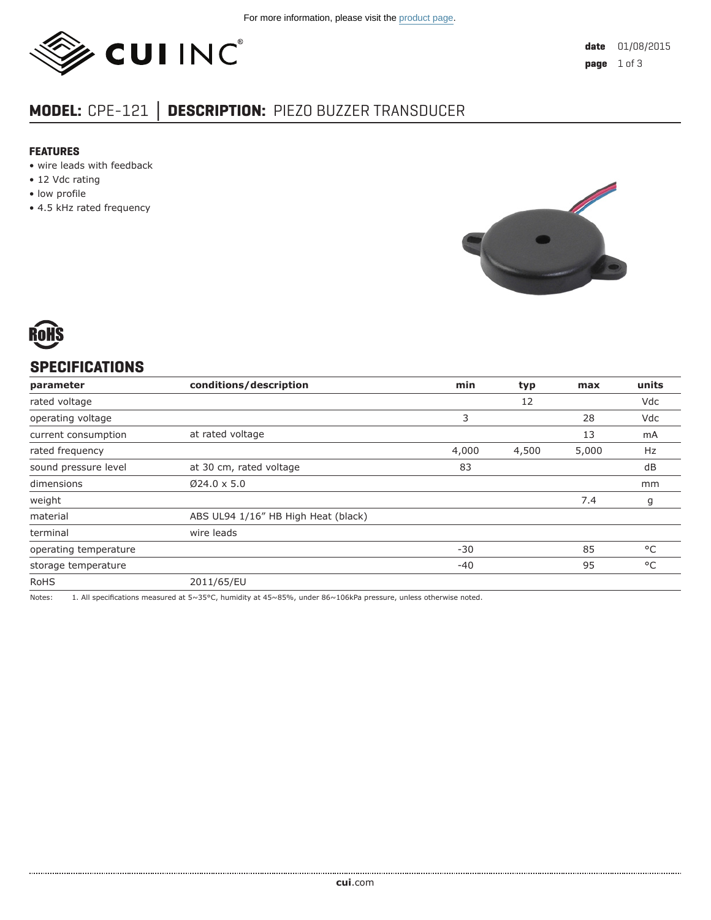For more information, please visit the product page.

date 01/08/2015

# MODEL: CPE-121 │ DESCRIPTION: PIEZO BUZZER TRANSDUCER

### FEATURES

- wire leads with feedback
- 12 Vdc rating
- low profile
- 4.5 kHz rated frequency

RoHS

## SPECIFICATIONS

| parameter | conditions/description | min | typ | max | units |
|---|---|---|---|---|---|
| rated voltage | | | 12 | | Vdc |
| operating voltage | | 3 | | 28 | Vdc |
| current consumption | at rated voltage | | | 13 | mA |
| rated frequency | | 4,000 | 4,500 | 5,000 | Hz |
| sound pressure level | at 30 cm, rated voltage | 83 | | | dB |
| dimensions | Ø24.0 x 5.0 | | | | mm |
| weight | | | | 7.4 | g |
| material | ABS UL94 1/16" HB High Heat (black) | | | | |
| terminal | wire leads | | | | |
| operating temperature | | -30 | | 85 | °C |
| storage temperature | | -40 | | 95 | °C |
| RoHS | 2011/65/EU | | | | |

Notes: 1. All specifications measured at 5~35°C, humidity at 45~85%, under 86~106kPa pressure, unless otherwise noted.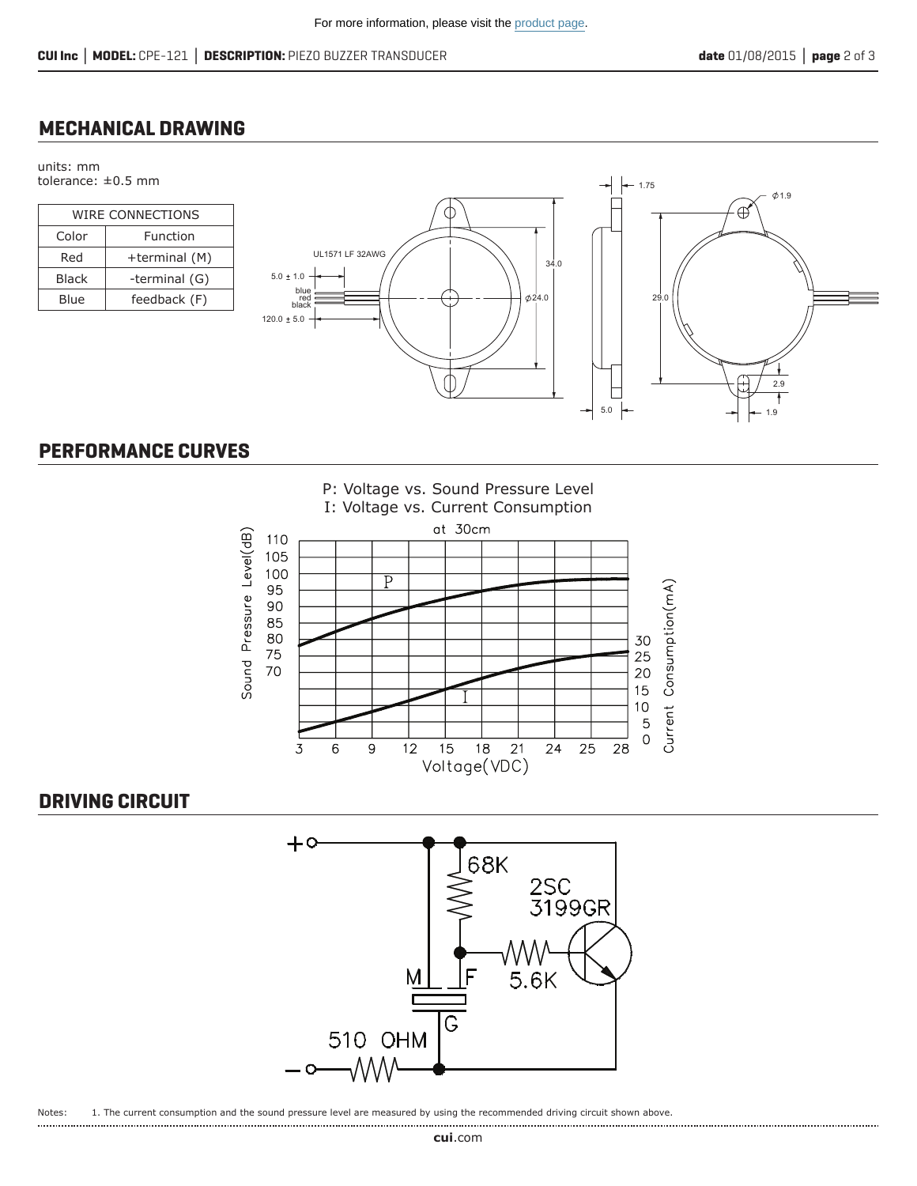For more information, please visit the product page.

## MECHANICAL DRAWING

units: mm
tolerance: ±0.5 mm

| WIRE CONNECTIONS | |
|---|---|
| Color | Function |
| Red | +terminal (M) |
| Black | -terminal (G) |
| Blue | feedback (F) |

## PERFORMANCE CURVES

## DRIVING CIRCUIT

Notes: 1. The current consumption and the sound pressure level are measured by using the recommended driving circuit shown above.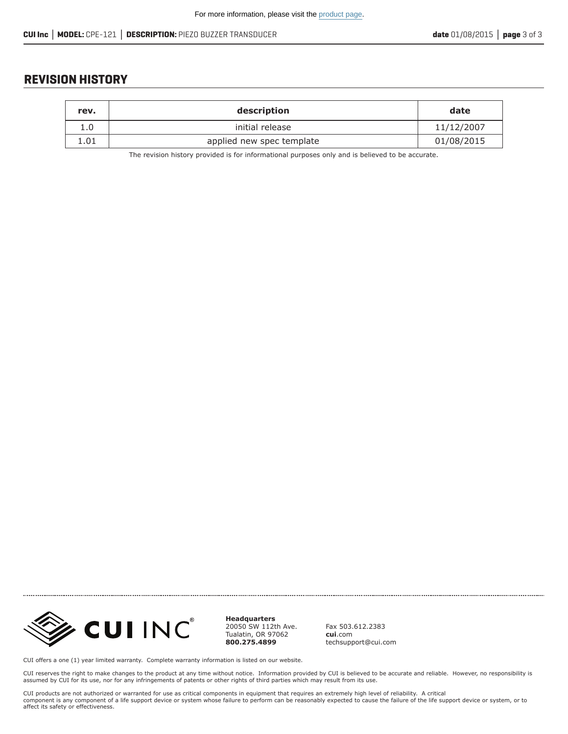## REVISION HISTORY

| rev. | description | date |
| --- | --- | --- |
| 1.0 | initial release | 11/12/2007 |
| 1.01 | applied new spec template | 01/08/2015 |

The revision history provided is for informational purposes only and is believed to be accurate.

**Headquarters**
20050 SW 112th Ave.
Tualatin, OR 97062
**800.275.4899**

Fax 503.612.2383
**cui**.com
techsupport@cui.com

CUI offers a one (1) year limited warranty. Complete warranty information is listed on our website.

CUI reserves the right to make changes to the product at any time without notice. Information provided by CUI is believed to be accurate and reliable. However, no responsibility is assumed by CUI for its use, nor for any infringements of patents or other rights of third parties which may result from its use.

CUI products are not authorized or warranted for use as critical components in equipment that requires an extremely high level of reliability. A critical component is any component of a life support device or system whose failure to perform can be reasonably expected to cause the failure of the life support device or system, or to affect its safety or effectiveness.